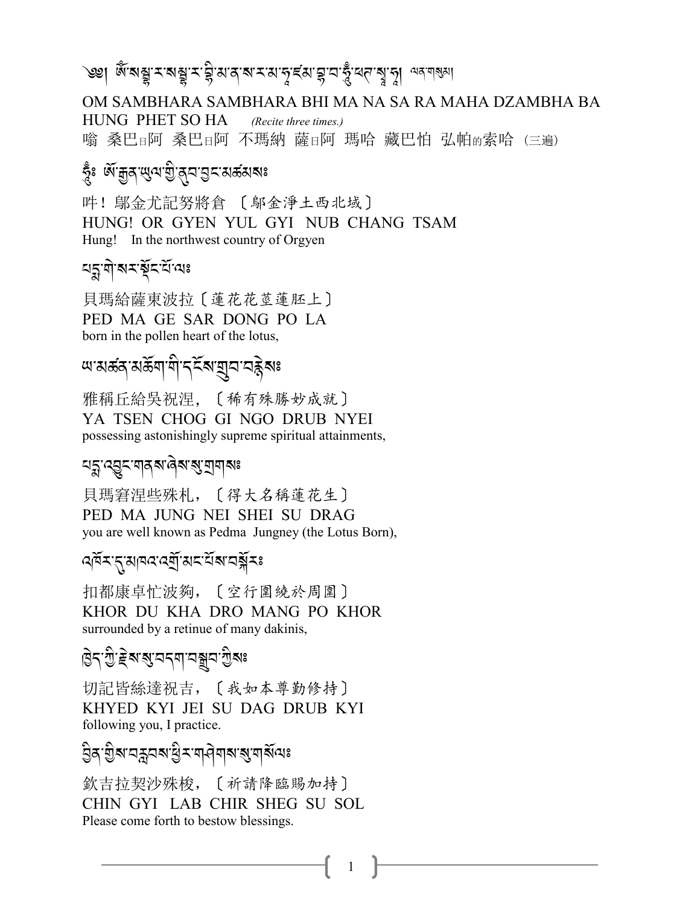༄༅། ཨོཾ་སམྦྷ་ར་སམྦྷ་ར་བྷི་མ་ན་ས་ར་མ་ཧཱ་ཛམ་བྷ་བ་ཧཱུྃ་ཕཊ་སྭཱ་ཧཱ། ལན་གསུམ།

OM SAMBHARA SAMBHARA BHI MA NA SA RA MAHA DZAMBHA BA HUNG PHET SO HA *(Recite three times.)*

嗡 桑巴日阿 桑巴日阿 不瑪納 薩日阿 瑪哈 藏巴怕 弘帕的索哈 (三遍)

ཧཱུྃ༔ ཨོ་རྒྱན་ཡུལ་གྱི་ནུབ་བྱང་མཚམས༔

吽！鄔金尤記努將倉 〔鄔金淨土西北域〕

HUNG! OR GYEN YUL GYI NUB CHANG TSAM

Hung! In the northwest country of Orgyen

པདྨ་གེ་སར་སྡོང་པོ་ལ༔

貝瑪給薩東波拉〔蓮花花莖蓮胚上〕

PED MA GE SAR DONG PO LA

born in the pollen heart of the lotus,

ཡ་མཚན་མཆོག་གི་དངོས་གྲུབ་བརྙེས༔

雅稱丘給吳祝涅，〔稀有殊勝妙成就〕

YA TSEN CHOG GI NGO DRUB NYEI

possessing astonishingly supreme spiritual attainments,

པདྨ་འབྱུང་གནས་ཞེས་སུ་གྲགས༔

貝瑪窘涅些殊札，〔得大名稱蓮花生〕

PED MA JUNG NEI SHEI SU DRAG

you are well known as Pedma Jungney (the Lotus Born),

འཁོར་དུ་མཁའ་འགྲོ་མང་པོས་བསྐོར༔

扣都康卓忙波夠，〔空行圍繞於周圍〕

KHOR DU KHA DRO MANG PO KHOR

surrounded by a retinue of many dakinis,

ཁྱེད་ཀྱི་རྗེས་སུ་བདག་བསྒྲུབ་ཀྱིས༔

切記皆絲達祝吉，〔我如本尊勤修持〕

KHYED KYI JEI SU DAG DRUB KYI

following you, I practice.

བྱིན་གྱིས་བརླབས་ཕྱིར་གཤེགས་སུ་གསོལ༔

欽吉拉契沙殊梭，〔祈請降臨賜加持〕

CHIN GYI LAB CHIR SHEG SU SOL

Please come forth to bestow blessings.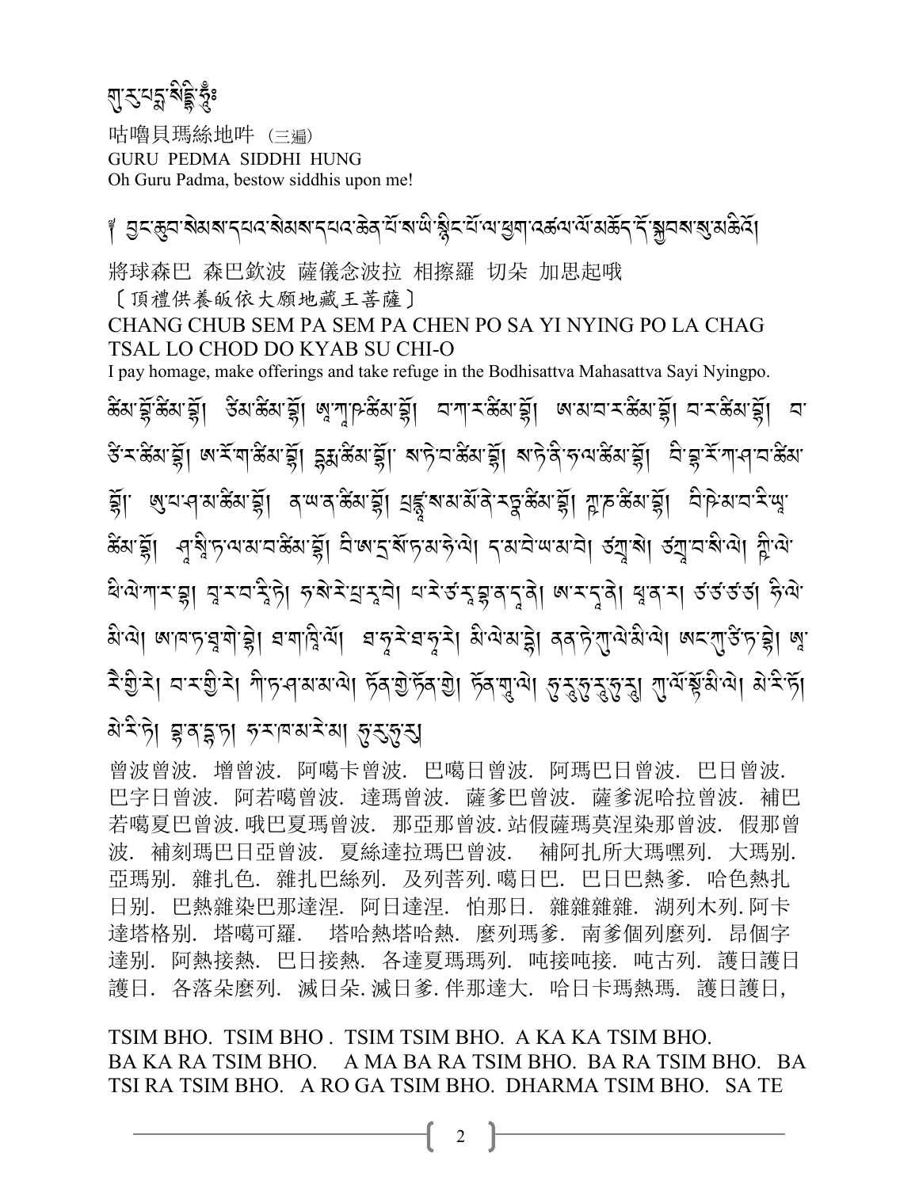# གུ་རུ་པདྨ་སིདྡྷི་ཧཱུྃ༔

咕嚕貝瑪絲地吽（三遍）
GURU PEDMA SIDDHI HUNG
Oh Guru Padma, bestow siddhis upon me!

༄ བྱང་ཆུབ་སེམས་དཔའ་སེམས་དཔའ་ཆེན་པོ་ས་ཡི་སྙིང་པོ་ལ་ཕྱག་འཚལ་ལོ་མཆོད་དོ་སྐྱབས་སུ་མཆིའོ།

將球森巴 森巴欽波 薩儀念波拉 相擦羅 切朵 加思起哦
〔頂禮供養皈依大願地藏王菩薩〕
CHANG CHUB SEM PA SEM PA CHEN PO SA YI NYING PO LA CHAG TSAL LO CHOD DO KYAB SU CHI-O
I pay homage, make offerings and take refuge in the Bodhisattva Mahasattva Sayi Nyingpo.

ཚིམ་བྷོ་ཚིམ་བྷོ། ཙིམ་ཚིམ་བྷོ། ཨ་ཀཱ་ཤ་ཚིམ་བྷོ། བ་ཀ་ར་ཚིམ་བྷོ། ཨ་མ་བ་ར་ཚིམ་བྷོ། བ་ར་ཚིམ་བྷོ། བ་ཙི་ར་ཚིམ་བྷོ། ཨ་རོ་ག་ཚིམ་བྷོ། དྷརྨ་ཚིམ་བྷོ། ས་ཏྱེ་བ་ཚིམ་བྷོ། ས་ཏྱེ་ནི་ཧ་ལ་ཚིམ་བྷོ། བི་བྷ་རོ་ཀ་ཤ་བ་ཚིམ་བྷོ། ཨུ་པ་ཤ་མ་ཚིམ་བྷོ། ན་ཡ་ན་ཚིམ་བྷོ། པྲཛྙཱ་སམ་མོ་ནི་རཏྣ་ཚིམ་བྷོ། ཀྵ་ཎ་ཚིམ་བྷོ། བི་ཤི་མ་བ་རི་ཡཱ་ཚིམ་བྷོ། ཤཱ་སྟི་ད་ལ་མ་བ་ཚིམ་བྷོ། བི་ཨ་ད་སོ་ད་མ་ཧེ་ལེ། ད་མ་བེ་ཡ་མ་བེ། ཙཀྲ་སེ། ཙཀྲ་བ་སི་ལེ། ཀྵི་ལེ། ཕི་ལེ་ཀ་ར་བྷ། བྷ་ར་བ་ཪྀ་ཏེ། ཧ་སེ་རེ་པྲ་ར་བེ། པ་རེ་ཙ་ར་བྷན་ད་ནེ། ཨ་ར་ད་ནེ། ཕ་ན་ར། ཙ་ཙ་ཙ་ཙ། ཧི་ལེ་མི་ལེ། ཨ་ཁ་ད་ཐ་ག་ཁེ། ཐ་ག་ཁི་ལོ། ཐ་ཧ་རེ་ཐ་ཧ་རེ། མི་ལེ་མ་ཏེ། ནན་ཏེ་ཀུ་ལེ་མི་ལེ། ཨང་ཀུ་ཙི་ཏ་བྷེ། ཨཱ་རི་གྱི་རེ། བ་ར་གྱི་རེ། ཀེ་ཏ་ཤ་མ་མ་ལེ། ཏོན་གྱི་ཏོན་གྱི། ཏོན་གུ་ལེ། ཧུ་རུ་ཧུ་རུ་ཧུ་རུ། ཀུ་ལོ་སྟོ་མི་ལེ། མེ་རི་ཏོ། མེ་རི་ཏེ། བྷན་དྷ་ཏ། ཧ་ར་ཁ་མ་རེ་མ། ཧུ་རུ་ཧུ་རུ།

曾波曾波. 增曾波. 阿噶卡曾波. 巴噶日曾波. 阿瑪巴日曾波. 巴日曾波. 巴字日曾波. 阿若噶曾波. 達瑪曾波. 薩爹巴曾波. 薩爹泥哈拉曾波. 補巴若噶夏巴曾波. 哦巴夏瑪曾波. 那亞那曾波. 站假薩瑪莫涅染那曾波. 假那曾波. 補刻瑪巴日亞曾波. 夏絲達拉瑪巴曾波. 補阿扎所大瑪嘿列. 大瑪別. 亞瑪別. 雜扎色. 雜扎巴絲列. 及列菩列. 噶日巴. 巴日巴熱爹. 哈色熱扎日別. 巴熱雜染巴那達涅. 阿日達涅. 怕那日. 雜雜雜雜. 湖列木列. 阿卡達塔格別. 塔噶可羅. 塔哈熱塔哈熱. 麼列瑪爹. 南爹個列麼列. 昂個字達別. 阿熱接熱. 巴日接熱. 各達夏瑪瑪列. 吨接吨接. 吨古列. 護日護日護日. 各落朵麼列. 滅日朵. 滅日爹. 伴那達大. 哈日卡瑪熱瑪. 護日護日,

TSIM BHO. TSIM BHO . TSIM TSIM BHO. A KA KA TSIM BHO. BA KA RA TSIM BHO. A MA BA RA TSIM BHO. BA RA TSIM BHO. BA TSI RA TSIM BHO. A RO GA TSIM BHO. DHARMA TSIM BHO. SA TE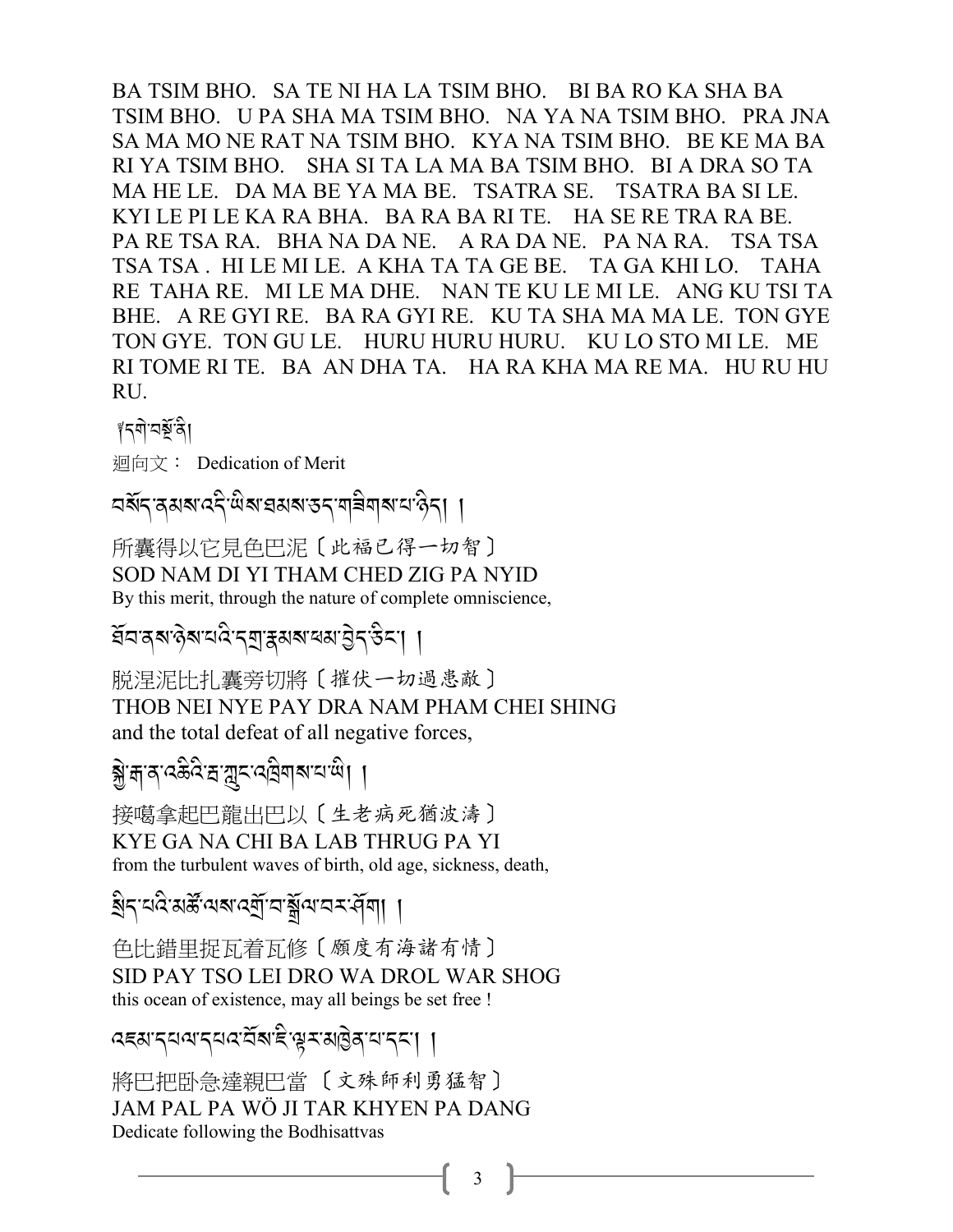BA TSIM BHO.   SA TE NI HA LA TSIM BHO.    BI BA RO KA SHA BA TSIM BHO.   U PA SHA MA TSIM BHO.   NA YA NA TSIM BHO.   PRA JNA SA MA MO NE RAT NA TSIM BHO.   KYA NA TSIM BHO.   BE KE MA BA RI YA TSIM BHO.    SHA SI TA LA MA BA TSIM BHO.   BI A DRA SO TA MA HE LE.   DA MA BE YA MA BE.   TSATRA SE.    TSATRA BA SI LE. KYI LE PI LE KA RA BHA.   BA RA BA RI TE.    HA SE RE TRA RA BE. PA RE TSA RA.   BHA NA DA NE.    A RA DA NE.   PA NA RA.    TSA TSA TSA TSA .  HI LE MI LE.  A KHA TA TA GE BE.    TA GA KHI LO.    TAHA RE  TAHA RE.   MI LE MA DHE.    NAN TE KU LE MI LE.   ANG KU TSI TA BHE.   A RE GYI RE.   BA RA GYI RE.   KU TA SHA MA MA LE.  TON GYE TON GYE.  TON GU LE.    HURU HURU HURU.    KU LO STO MI LE.   ME RI TOME RI TE.   BA  AN DHA TA.    HA RA KHA MA RE MA.   HU RU HU RU.

༄དགེ་བསྔོ་ནི།

迴向文： Dedication of Merit

བསོད་ནམས་འདི་ཡིས་ཐམས་ཅད་གཟིགས་པ་ཉིད། །

所囊得以它見色巴泥〔此福已得一切智〕
SOD NAM DI YI THAM CHED ZIG PA NYID
By this merit, through the nature of complete omniscience,

ཐོབ་ནས་ཉེས་པའི་དགྲ་རྣམས་ཕམ་བྱེད་ཅིང་། །

脱涅泥比扎囊旁切將〔摧伏一切過患敵〕
THOB NEI NYE PAY DRA NAM PHAM CHEI SHING
and the total defeat of all negative forces,

སྐྱེ་རྒ་ན་འཆིའི་རྦ་རླབས་འཁྲུགས་པ་ཡི། །

接噶拿起巴龍出巴以〔生老病死猶波濤〕
KYE GA NA CHI BA LAB THRUG PA YI
from the turbulent waves of birth, old age, sickness, death,

སྲིད་པའི་མཚོ་ལས་འགྲོ་བ་སྒྲོལ་བར་ཤོག། །

色比錯里捉瓦着瓦修〔願度有海諸有情〕
SID PAY TSO LEI DRO WA DROL WAR SHOG
this ocean of existence, may all beings be set free !

འཇམ་དཔལ་དཔའ་བོས་ཇི་ལྟར་མཁྱེན་པ་དང་། །

將巴把卧急達親巴當〔文殊師利勇猛智〕
JAM PAL PA WÖ JI TAR KHYEN PA DANG
Dedicate following the Bodhisattvas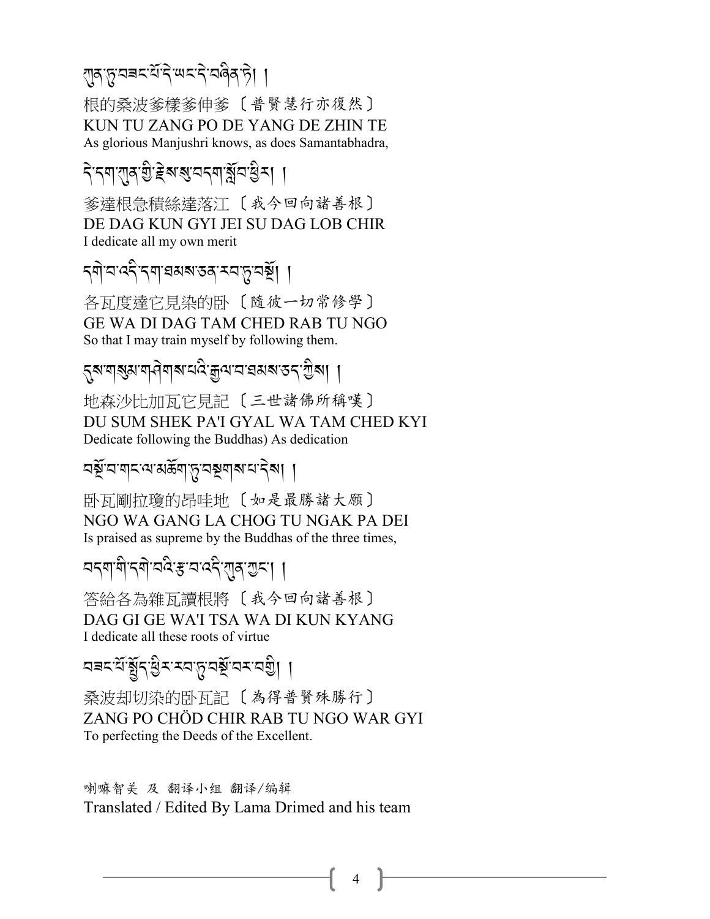ཀུན་ཏུ་བཟང་པོ་དེ་ཡང་དེ་བཞིན་ཏེ། །

根的桑波爹樣爹伸爹〔普賢慧行亦復然〕

KUN TU ZANG PO DE YANG DE ZHIN TE

As glorious Manjushri knows, as does Samantabhadra,

དེ་དག་ཀུན་གྱི་རྗེས་སུ་བདག་སློབ་ཕྱིར། །

爹達根急積絲達落江〔我今回向諸善根〕

DE DAG KUN GYI JEI SU DAG LOB CHIR

I dedicate all my own merit

དགེ་བ་འདི་དག་ཐམས་ཅད་རབ་ཏུ་བསྔོ། །

各瓦度達它見染的卧〔隨彼一切常修學〕

GE WA DI DAG TAM CHED RAB TU NGO

So that I may train myself by following them.

དུས་གསུམ་གཤེགས་པའི་རྒྱལ་བ་ཐམས་ཅད་ཀྱིས། །

地森沙比加瓦它見記〔三世諸佛所稱嘆〕

DU SUM SHEK PA'I GYAL WA TAM CHED KYI

Dedicate following the Buddhas) As dedication

བསྔོ་བ་གང་ལ་མཆོག་ཏུ་བསྔགས་པ་དེས། །

卧瓦剛拉瓊的昂哇地〔如是最勝諸大願〕

NGO WA GANG LA CHOG TU NGAK PA DEI

Is praised as supreme by the Buddhas of the three times,

བདག་གི་དགེ་བའི་རྩ་བ་འདི་ཀུན་ཀྱང་། །

答給各為雜瓦讀根將〔我今回向諸善根〕

DAG GI GE WA'I TSA WA DI KUN KYANG

I dedicate all these roots of virtue

བཟང་པོ་སྤྱོད་ཕྱིར་རབ་ཏུ་བསྔོ་བར་བགྱི། །

桑波却切染的卧瓦記〔為得普賢殊勝行〕

ZANG PO CHÖD CHIR RAB TU NGO WAR GYI

To perfecting the Deeds of the Excellent.

喇嘛智美 及 翻译小组 翻译/编辑

Translated / Edited By Lama Drimed and his team